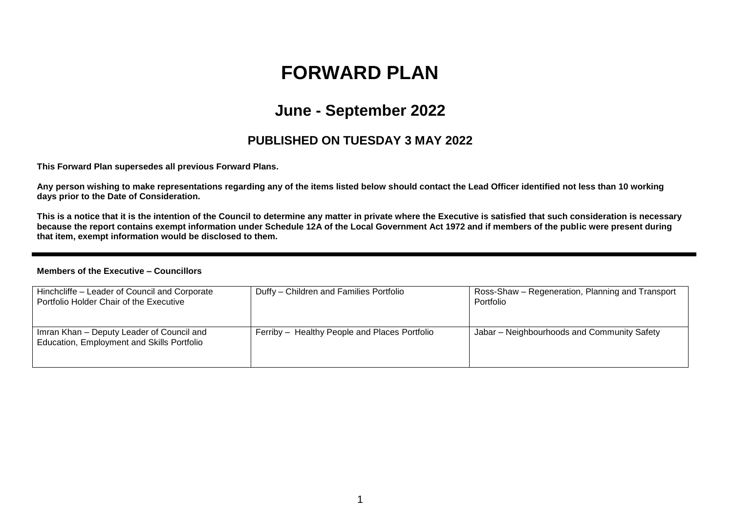# FORWARD PLAN

## June - September 2022

### PUBLISHED ON TUESDAY 3 MAY 2022

**This Forward Plan supersedes all previous Forward Plans.**

**Any person wishing to make representations regarding any of the items listed below should contact the Lead Officer identified not less than 10 working days prior to the Date of Consideration.**

**This is a notice that it is the intention of the Council to determine any matter in private where the Executive is satisfied that such consideration is necessary because the report contains exempt information under Schedule 12A of the Local Government Act 1972 and if members of the public were present during that item, exempt information would be disclosed to them.**

---

**Members of the Executive – Councillors**

| | | |
|---|---|---|
| Hinchcliffe – Leader of Council and Corporate Portfolio Holder Chair of the Executive | Duffy – Children and Families Portfolio | Ross-Shaw – Regeneration, Planning and Transport Portfolio |
| Imran Khan – Deputy Leader of Council and Education, Employment and Skills Portfolio | Ferriby – Healthy People and Places Portfolio | Jabar – Neighbourhoods and Community Safety |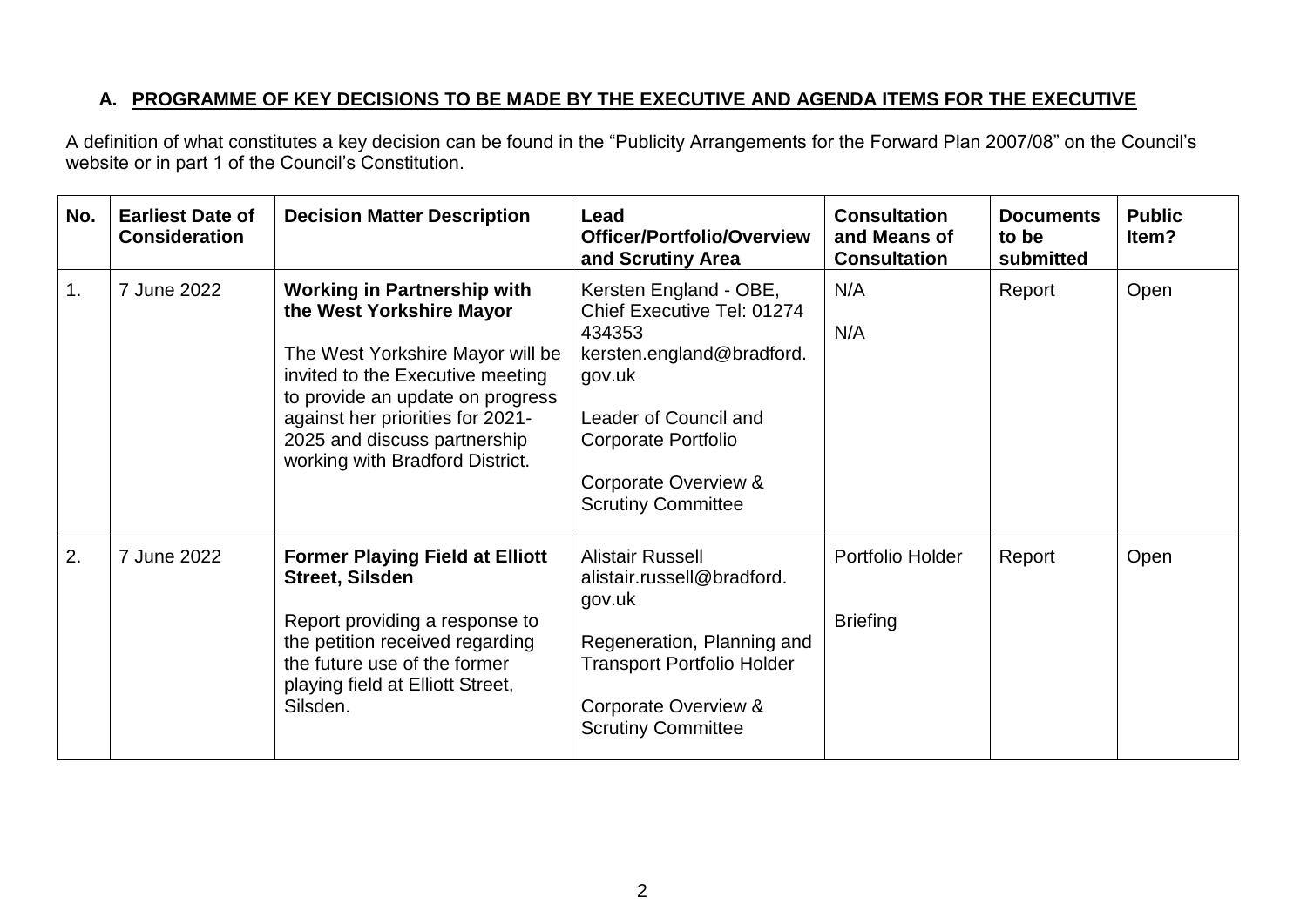## A. PROGRAMME OF KEY DECISIONS TO BE MADE BY THE EXECUTIVE AND AGENDA ITEMS FOR THE EXECUTIVE

A definition of what constitutes a key decision can be found in the "Publicity Arrangements for the Forward Plan 2007/08" on the Council's website or in part 1 of the Council's Constitution.

| No. | Earliest Date of Consideration | Decision Matter Description | Lead Officer/Portfolio/Overview and Scrutiny Area | Consultation and Means of Consultation | Documents to be submitted | Public Item? |
|---|---|---|---|---|---|---|
| 1. | 7 June 2022 | **Working in Partnership with the West Yorkshire Mayor**<br><br>The West Yorkshire Mayor will be invited to the Executive meeting to provide an update on progress against her priorities for 2021-2025 and discuss partnership working with Bradford District. | Kersten England - OBE, Chief Executive Tel: 01274 434353 kersten.england@bradford.gov.uk<br><br>Leader of Council and Corporate Portfolio<br><br>Corporate Overview & Scrutiny Committee | N/A<br><br>N/A | Report | Open |
| 2. | 7 June 2022 | **Former Playing Field at Elliott Street, Silsden**<br><br>Report providing a response to the petition received regarding the future use of the former playing field at Elliott Street, Silsden. | Alistair Russell alistair.russell@bradford.gov.uk<br><br>Regeneration, Planning and Transport Portfolio Holder<br><br>Corporate Overview & Scrutiny Committee | Portfolio Holder<br><br>Briefing | Report | Open |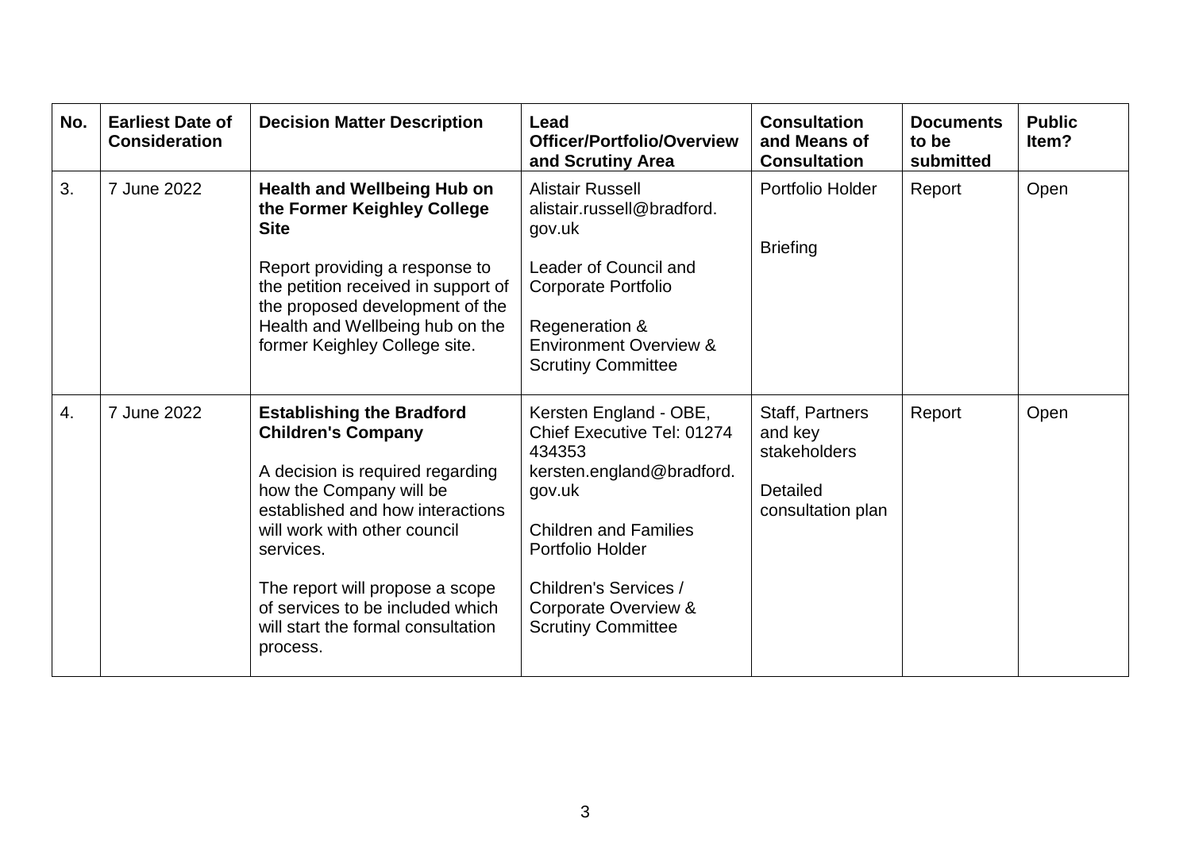| No. | Earliest Date of Consideration | Decision Matter Description | Lead Officer/Portfolio/Overview and Scrutiny Area | Consultation and Means of Consultation | Documents to be submitted | Public Item? |
|---|---|---|---|---|---|---|
| 3. | 7 June 2022 | **Health and Wellbeing Hub on the Former Keighley College Site**<br><br>Report providing a response to the petition received in support of the proposed development of the Health and Wellbeing hub on the former Keighley College site. | Alistair Russell alistair.russell@bradford.gov.uk<br><br>Leader of Council and Corporate Portfolio<br><br>Regeneration & Environment Overview & Scrutiny Committee | Portfolio Holder<br><br>Briefing | Report | Open |
| 4. | 7 June 2022 | **Establishing the Bradford Children's Company**<br><br>A decision is required regarding how the Company will be established and how interactions will work with other council services.<br><br>The report will propose a scope of services to be included which will start the formal consultation process. | Kersten England - OBE, Chief Executive Tel: 01274 434353 kersten.england@bradford.gov.uk<br><br>Children and Families Portfolio Holder<br><br>Children's Services / Corporate Overview & Scrutiny Committee | Staff, Partners and key stakeholders<br><br>Detailed consultation plan | Report | Open |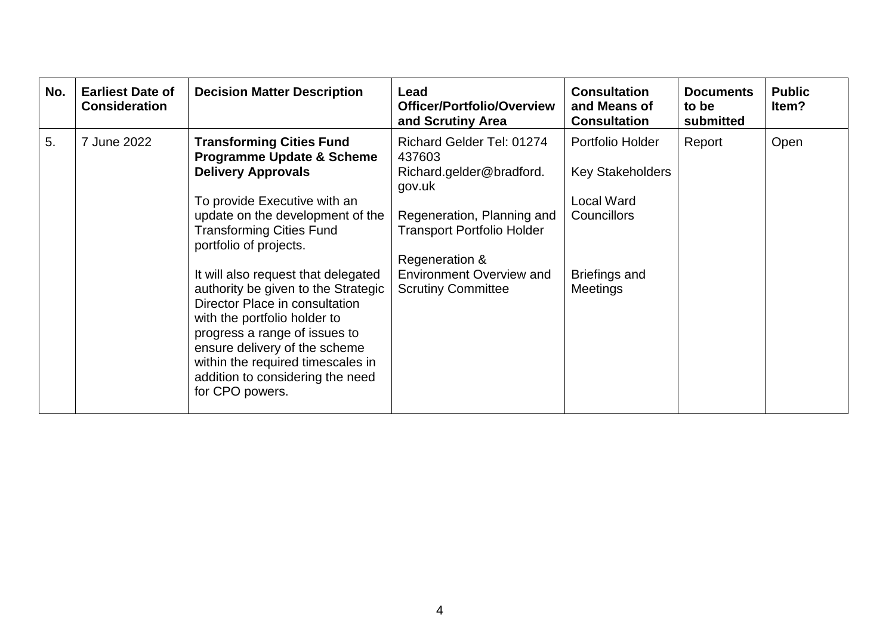| No. | Earliest Date of Consideration | Decision Matter Description | Lead Officer/Portfolio/Overview and Scrutiny Area | Consultation and Means of Consultation | Documents to be submitted | Public Item? |
|---|---|---|---|---|---|---|
| 5. | 7 June 2022 | **Transforming Cities Fund Programme Update & Scheme Delivery Approvals**<br><br>To provide Executive with an update on the development of the Transforming Cities Fund portfolio of projects.<br><br>It will also request that delegated authority be given to the Strategic Director Place in consultation with the portfolio holder to progress a range of issues to ensure delivery of the scheme within the required timescales in addition to considering the need for CPO powers. | Richard Gelder Tel: 01274 437603<br>Richard.gelder@bradford.gov.uk<br><br>Regeneration, Planning and Transport Portfolio Holder<br><br>Regeneration & Environment Overview and Scrutiny Committee | Portfolio Holder<br><br>Key Stakeholders<br><br>Local Ward Councillors<br><br>Briefings and Meetings | Report | Open |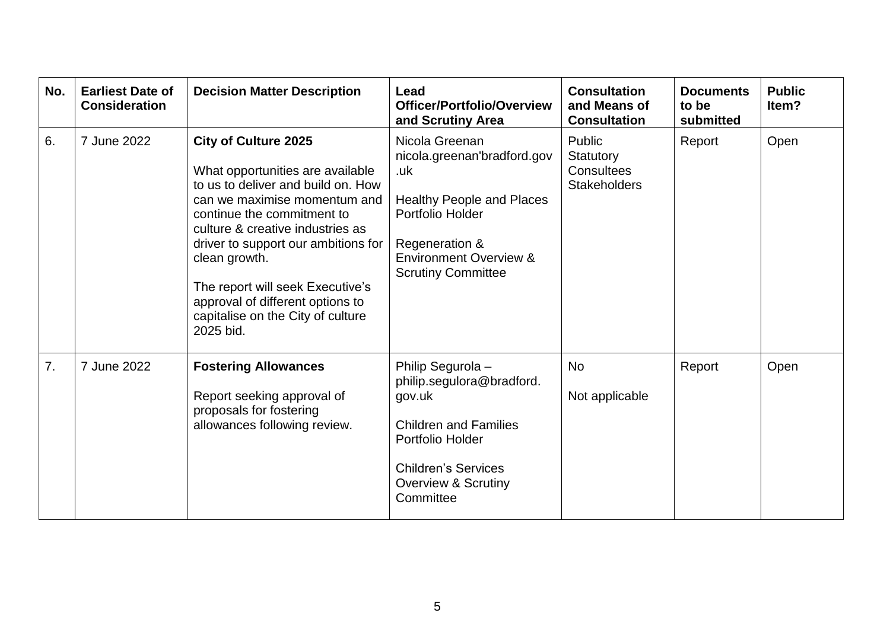| No. | Earliest Date of Consideration | Decision Matter Description | Lead Officer/Portfolio/Overview and Scrutiny Area | Consultation and Means of Consultation | Documents to be submitted | Public Item? |
|---|---|---|---|---|---|---|
| 6. | 7 June 2022 | **City of Culture 2025**<br><br>What opportunities are available to us to deliver and build on. How can we maximise momentum and continue the commitment to culture & creative industries as driver to support our ambitions for clean growth.<br><br>The report will seek Executive's approval of different options to capitalise on the City of culture 2025 bid. | Nicola Greenan nicola.greenan'bradford.gov.uk<br><br>Healthy People and Places Portfolio Holder<br><br>Regeneration & Environment Overview & Scrutiny Committee | Public<br>Statutory Consultees<br>Stakeholders | Report | Open |
| 7. | 7 June 2022 | **Fostering Allowances**<br><br>Report seeking approval of proposals for fostering allowances following review. | Philip Segurola – philip.segulora@bradford.gov.uk<br><br>Children and Families Portfolio Holder<br><br>Children's Services Overview & Scrutiny Committee | No<br><br>Not applicable | Report | Open |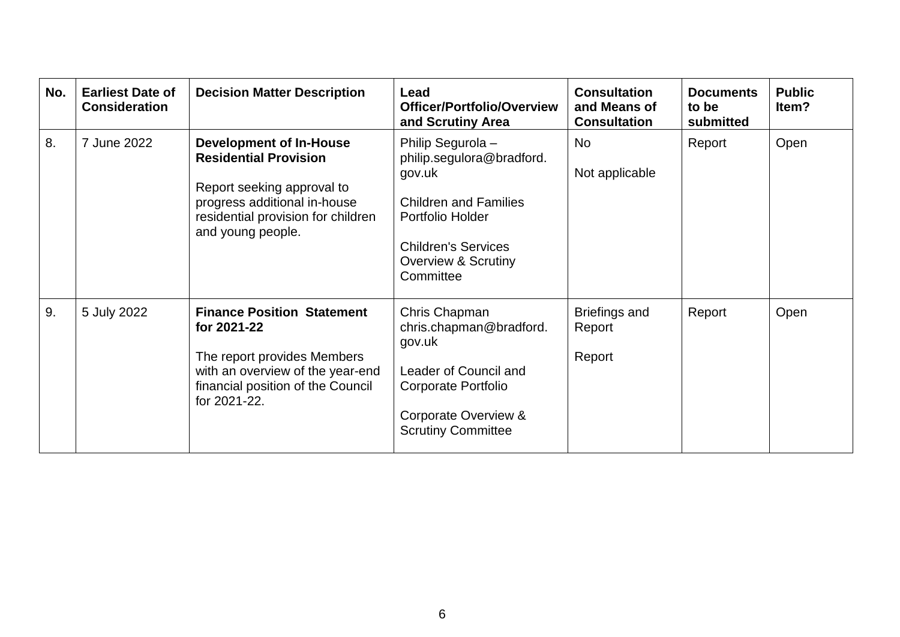| No. | Earliest Date of Consideration | Decision Matter Description | Lead Officer/Portfolio/Overview and Scrutiny Area | Consultation and Means of Consultation | Documents to be submitted | Public Item? |
|---|---|---|---|---|---|---|
| 8. | 7 June 2022 | **Development of In-House Residential Provision**<br><br>Report seeking approval to progress additional in-house residential provision for children and young people. | Philip Segurola – philip.segulora@bradford.gov.uk<br><br>Children and Families Portfolio Holder<br><br>Children's Services Overview & Scrutiny Committee | No<br><br>Not applicable | Report | Open |
| 9. | 5 July 2022 | **Finance Position Statement for 2021-22**<br><br>The report provides Members with an overview of the year-end financial position of the Council for 2021-22. | Chris Chapman chris.chapman@bradford.gov.uk<br><br>Leader of Council and Corporate Portfolio<br><br>Corporate Overview & Scrutiny Committee | Briefings and Report<br><br>Report | Report | Open |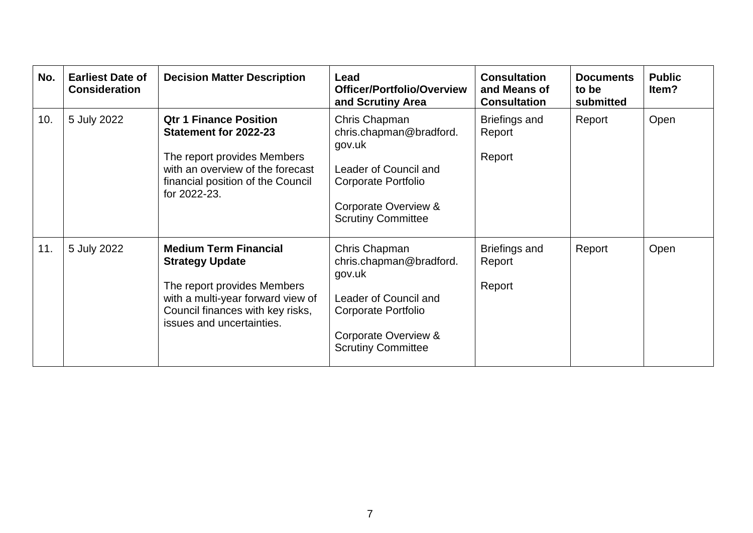| No. | Earliest Date of Consideration | Decision Matter Description | Lead Officer/Portfolio/Overview and Scrutiny Area | Consultation and Means of Consultation | Documents to be submitted | Public Item? |
|---|---|---|---|---|---|---|
| 10. | 5 July 2022 | **Qtr 1 Finance Position Statement for 2022-23**<br><br>The report provides Members with an overview of the forecast financial position of the Council for 2022-23. | Chris Chapman chris.chapman@bradford.gov.uk<br><br>Leader of Council and Corporate Portfolio<br><br>Corporate Overview & Scrutiny Committee | Briefings and Report<br><br>Report | Report | Open |
| 11. | 5 July 2022 | **Medium Term Financial Strategy Update**<br><br>The report provides Members with a multi-year forward view of Council finances with key risks, issues and uncertainties. | Chris Chapman chris.chapman@bradford.gov.uk<br><br>Leader of Council and Corporate Portfolio<br><br>Corporate Overview & Scrutiny Committee | Briefings and Report<br><br>Report | Report | Open |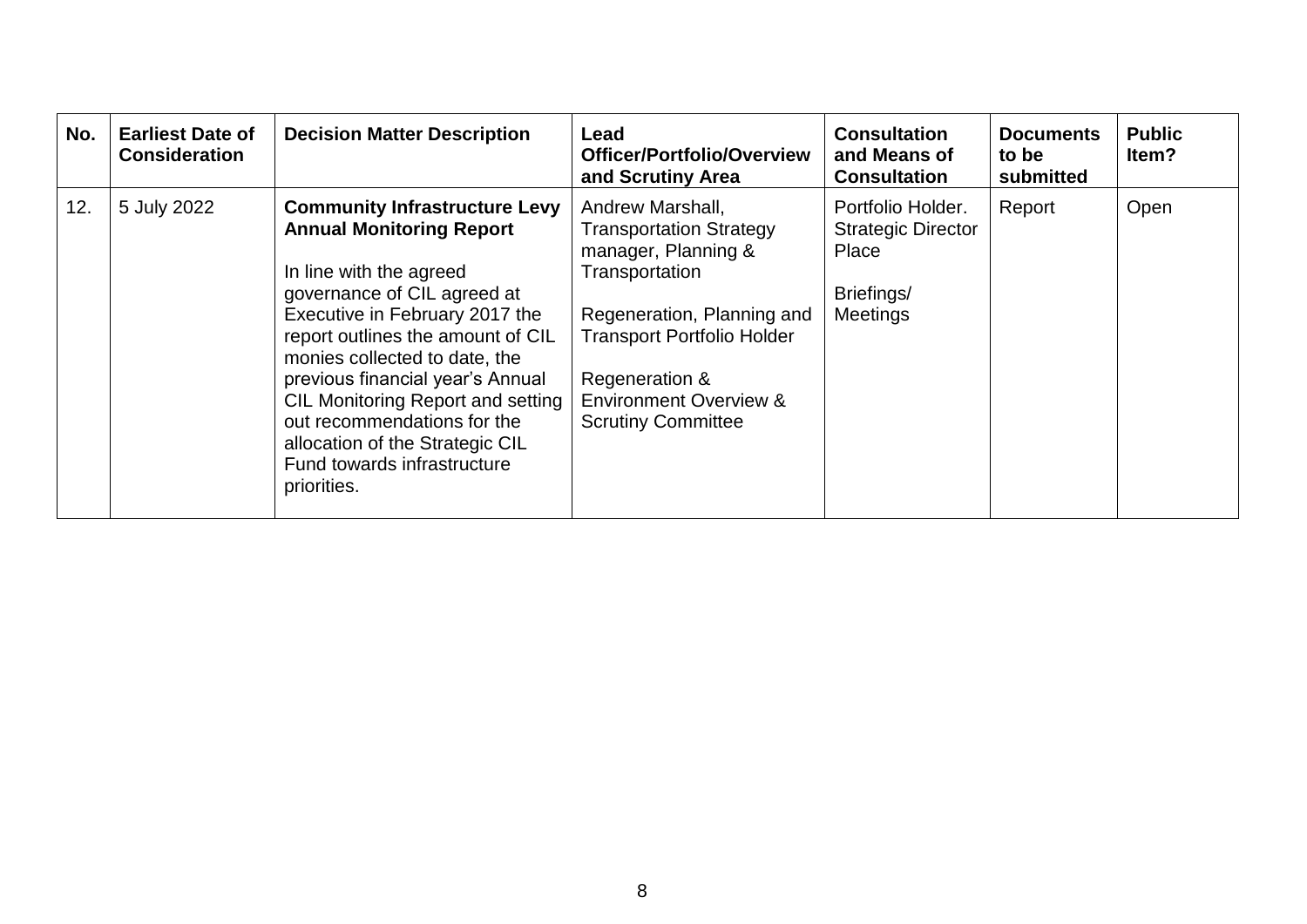| No. | Earliest Date of Consideration | Decision Matter Description | Lead Officer/Portfolio/Overview and Scrutiny Area | Consultation and Means of Consultation | Documents to be submitted | Public Item? |
|---|---|---|---|---|---|---|
| 12. | 5 July 2022 | **Community Infrastructure Levy Annual Monitoring Report**<br><br>In line with the agreed governance of CIL agreed at Executive in February 2017 the report outlines the amount of CIL monies collected to date, the previous financial year's Annual CIL Monitoring Report and setting out recommendations for the allocation of the Strategic CIL Fund towards infrastructure priorities. | Andrew Marshall, Transportation Strategy manager, Planning & Transportation<br><br>Regeneration, Planning and Transport Portfolio Holder<br><br>Regeneration & Environment Overview & Scrutiny Committee | Portfolio Holder. Strategic Director Place<br><br>Briefings/ Meetings | Report | Open |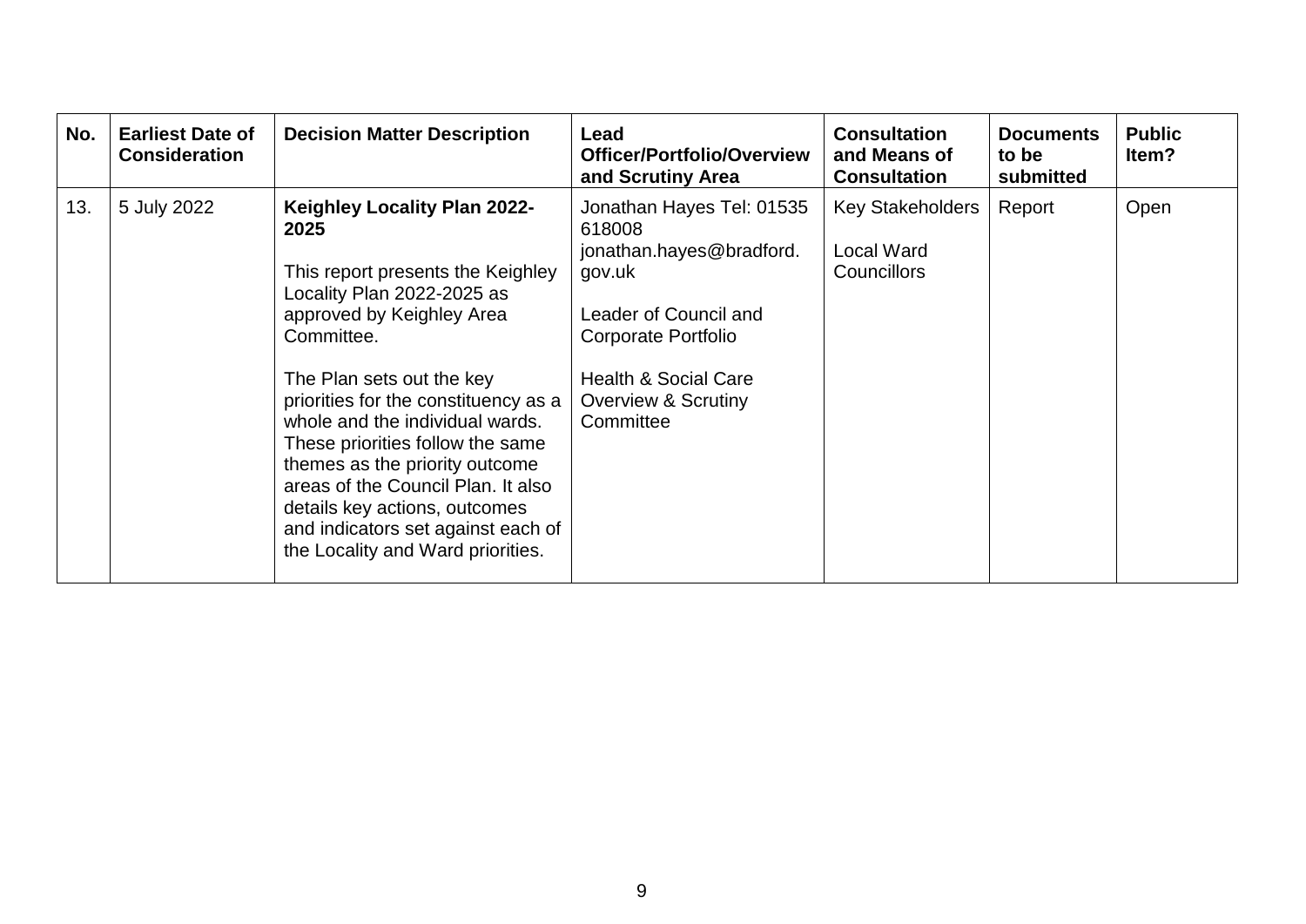| No. | Earliest Date of Consideration | Decision Matter Description | Lead Officer/Portfolio/Overview and Scrutiny Area | Consultation and Means of Consultation | Documents to be submitted | Public Item? |
|---|---|---|---|---|---|---|
| 13. | 5 July 2022 | **Keighley Locality Plan 2022-2025**<br><br>This report presents the Keighley Locality Plan 2022-2025 as approved by Keighley Area Committee.<br><br>The Plan sets out the key priorities for the constituency as a whole and the individual wards. These priorities follow the same themes as the priority outcome areas of the Council Plan. It also details key actions, outcomes and indicators set against each of the Locality and Ward priorities. | Jonathan Hayes Tel: 01535 618008 jonathan.hayes@bradford.gov.uk<br><br>Leader of Council and Corporate Portfolio<br><br>Health & Social Care Overview & Scrutiny Committee | Key Stakeholders<br><br>Local Ward Councillors | Report | Open |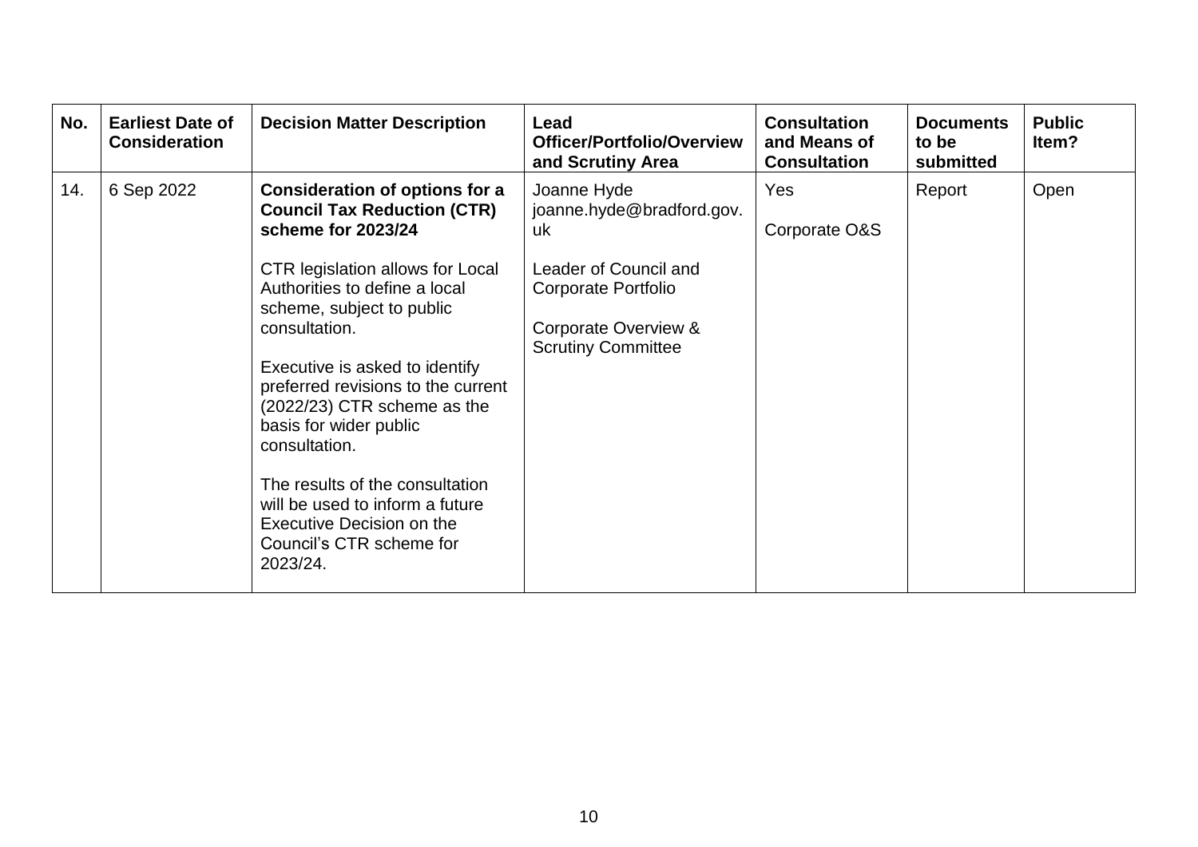| No. | Earliest Date of Consideration | Decision Matter Description | Lead Officer/Portfolio/Overview and Scrutiny Area | Consultation and Means of Consultation | Documents to be submitted | Public Item? |
|---|---|---|---|---|---|---|
| 14. | 6 Sep 2022 | **Consideration of options for a Council Tax Reduction (CTR) scheme for 2023/24**<br><br>CTR legislation allows for Local Authorities to define a local scheme, subject to public consultation.<br><br>Executive is asked to identify preferred revisions to the current (2022/23) CTR scheme as the basis for wider public consultation.<br><br>The results of the consultation will be used to inform a future Executive Decision on the Council's CTR scheme for 2023/24. | Joanne Hyde joanne.hyde@bradford.gov.uk<br><br>Leader of Council and Corporate Portfolio<br><br>Corporate Overview & Scrutiny Committee | Yes<br><br>Corporate O&S | Report | Open |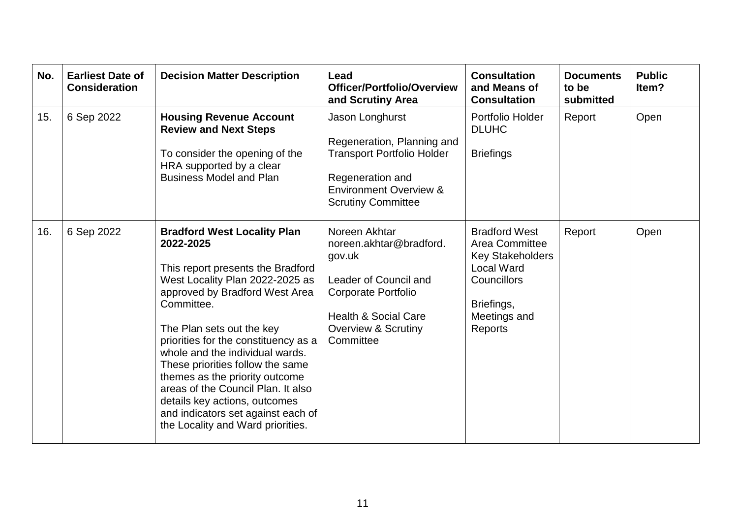| No. | Earliest Date of Consideration | Decision Matter Description | Lead Officer/Portfolio/Overview and Scrutiny Area | Consultation and Means of Consultation | Documents to be submitted | Public Item? |
|---|---|---|---|---|---|---|
| 15. | 6 Sep 2022 | **Housing Revenue Account Review and Next Steps**<br><br>To consider the opening of the HRA supported by a clear Business Model and Plan | Jason Longhurst<br><br>Regeneration, Planning and Transport Portfolio Holder<br><br>Regeneration and Environment Overview & Scrutiny Committee | Portfolio Holder DLUHC<br><br>Briefings | Report | Open |
| 16. | 6 Sep 2022 | **Bradford West Locality Plan 2022-2025**<br><br>This report presents the Bradford West Locality Plan 2022-2025 as approved by Bradford West Area Committee.<br><br>The Plan sets out the key priorities for the constituency as a whole and the individual wards. These priorities follow the same themes as the priority outcome areas of the Council Plan. It also details key actions, outcomes and indicators set against each of the Locality and Ward priorities. | Noreen Akhtar noreen.akhtar@bradford.gov.uk<br><br>Leader of Council and Corporate Portfolio<br><br>Health & Social Care Overview & Scrutiny Committee | Bradford West Area Committee Key Stakeholders Local Ward Councillors<br><br>Briefings, Meetings and Reports | Report | Open |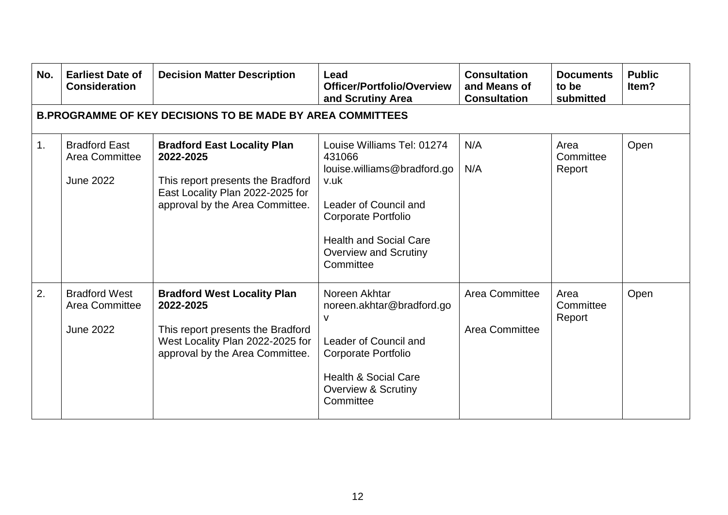| No. | Earliest Date of Consideration | Decision Matter Description | Lead Officer/Portfolio/Overview and Scrutiny Area | Consultation and Means of Consultation | Documents to be submitted | Public Item? |
|---|---|---|---|---|---|---|
| **B.PROGRAMME OF KEY DECISIONS TO BE MADE BY AREA COMMITTEES** | | | | | | |
| 1. | Bradford East Area Committee<br><br>June 2022 | **Bradford East Locality Plan 2022-2025**<br><br>This report presents the Bradford East Locality Plan 2022-2025 for approval by the Area Committee. | Louise Williams Tel: 01274 431066 louise.williams@bradford.gov.uk<br><br>Leader of Council and Corporate Portfolio<br><br>Health and Social Care Overview and Scrutiny Committee | N/A<br><br>N/A | Area Committee Report | Open |
| 2. | Bradford West Area Committee<br><br>June 2022 | **Bradford West Locality Plan 2022-2025**<br><br>This report presents the Bradford West Locality Plan 2022-2025 for approval by the Area Committee. | Noreen Akhtar noreen.akhtar@bradford.gov<br><br>Leader of Council and Corporate Portfolio<br><br>Health & Social Care Overview & Scrutiny Committee | Area Committee<br><br>Area Committee | Area Committee Report | Open |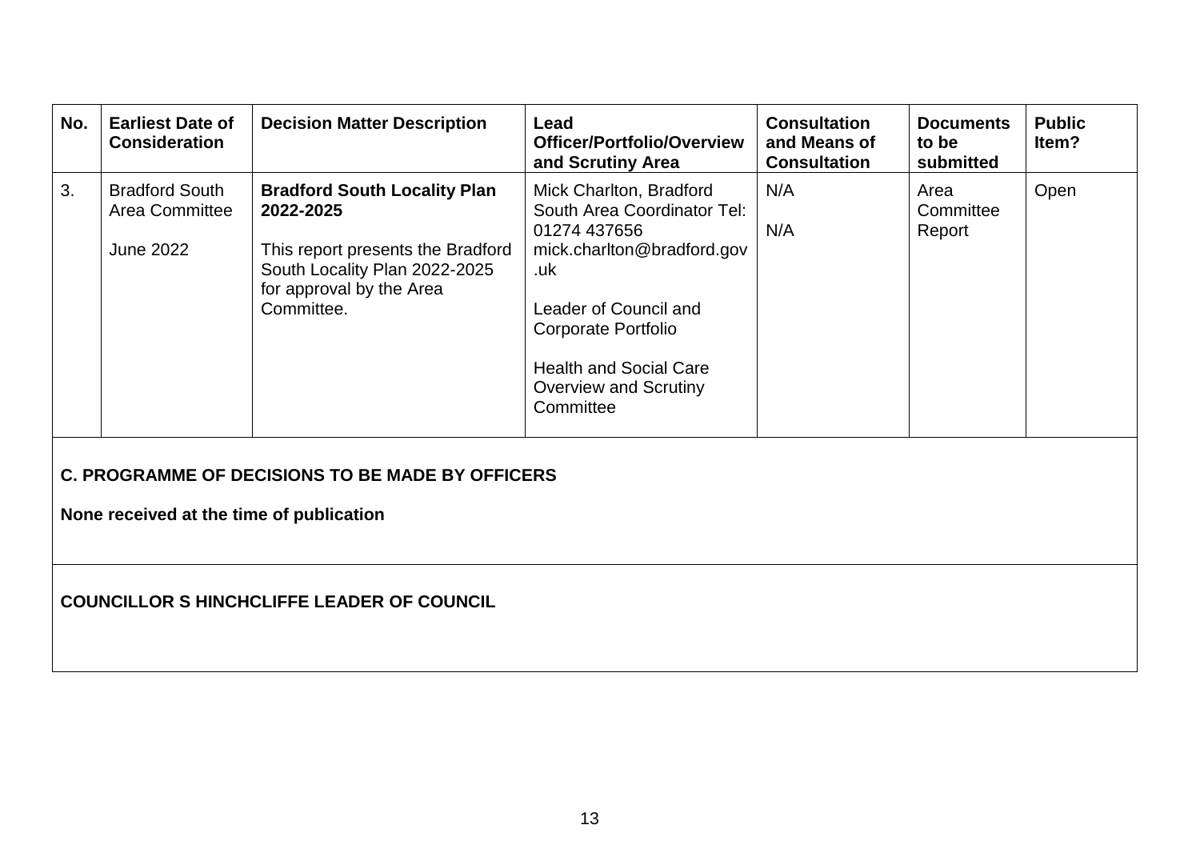| No. | Earliest Date of Consideration | Decision Matter Description | Lead Officer/Portfolio/Overview and Scrutiny Area | Consultation and Means of Consultation | Documents to be submitted | Public Item? |
|---|---|---|---|---|---|---|
| 3. | Bradford South Area Committee<br><br>June 2022 | **Bradford South Locality Plan 2022-2025**<br><br>This report presents the Bradford South Locality Plan 2022-2025 for approval by the Area Committee. | Mick Charlton, Bradford South Area Coordinator Tel: 01274 437656 mick.charlton@bradford.gov.uk<br><br>Leader of Council and Corporate Portfolio<br><br>Health and Social Care Overview and Scrutiny Committee | N/A<br><br>N/A | Area Committee Report | Open |

**C. PROGRAMME OF DECISIONS TO BE MADE BY OFFICERS**

**None received at the time of publication**

**COUNCILLOR S HINCHCLIFFE LEADER OF COUNCIL**